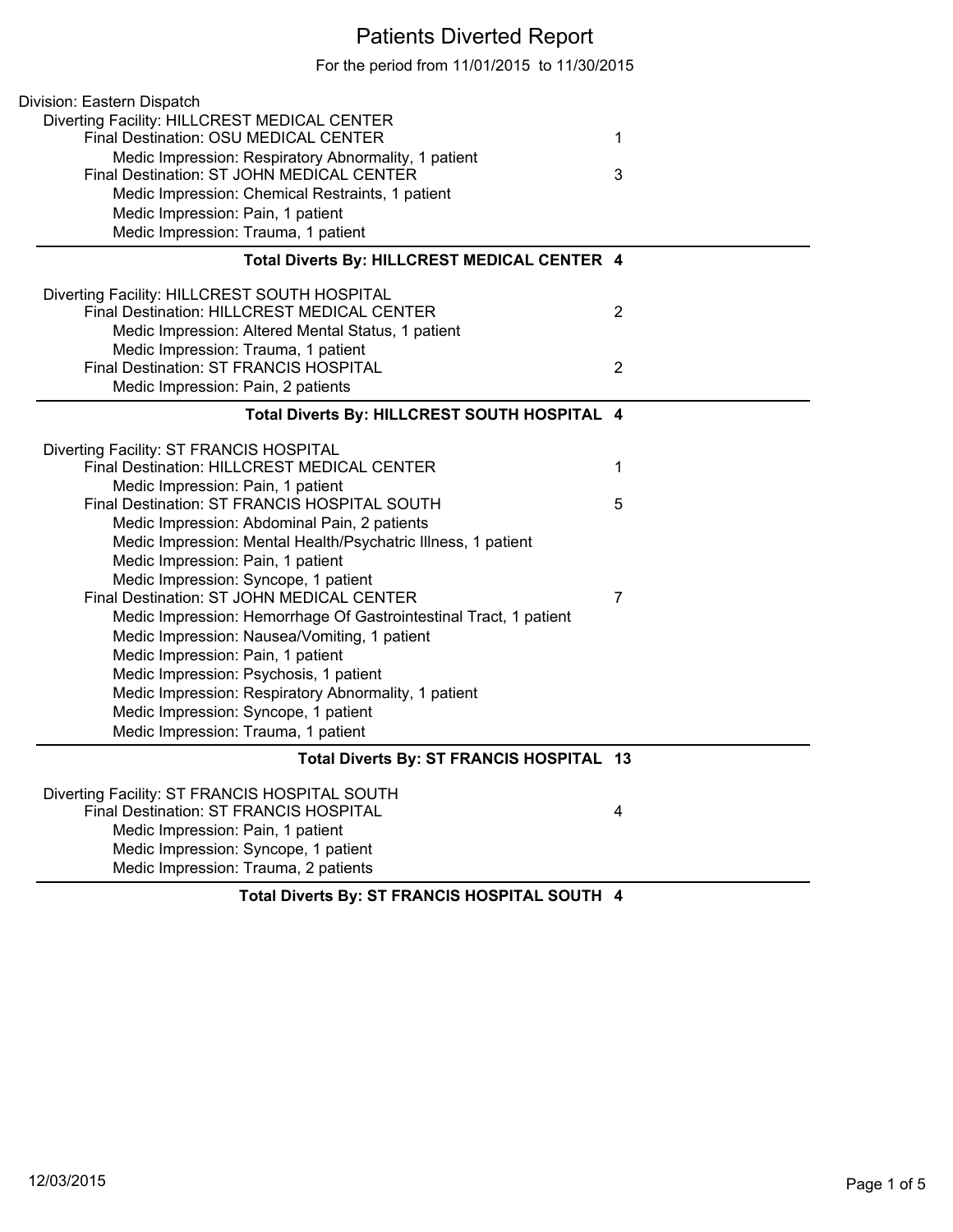# Patients Diverted Report

For the period from 11/01/2015 to 11/30/2015

Division: Eastern Dispatch

Diverting Facility: HILLCREST MEDICAL CENTER

| | Count |
|---|---|
| Final Destination: OSU MEDICAL CENTER | 1 |
| Medic Impression: Respiratory Abnormality, 1 patient | |
| Final Destination: ST JOHN MEDICAL CENTER | 3 |
| Medic Impression: Chemical Restraints, 1 patient | |
| Medic Impression: Pain, 1 patient | |
| Medic Impression: Trauma, 1 patient | |
| **Total Diverts By: HILLCREST MEDICAL CENTER** | **4** |

Diverting Facility: HILLCREST SOUTH HOSPITAL

| | Count |
|---|---|
| Final Destination: HILLCREST MEDICAL CENTER | 2 |
| Medic Impression: Altered Mental Status, 1 patient | |
| Medic Impression: Trauma, 1 patient | |
| Final Destination: ST FRANCIS HOSPITAL | 2 |
| Medic Impression: Pain, 2 patients | |
| **Total Diverts By: HILLCREST SOUTH HOSPITAL** | **4** |

Diverting Facility: ST FRANCIS HOSPITAL

| | Count |
|---|---|
| Final Destination: HILLCREST MEDICAL CENTER | 1 |
| Medic Impression: Pain, 1 patient | |
| Final Destination: ST FRANCIS HOSPITAL SOUTH | 5 |
| Medic Impression: Abdominal Pain, 2 patients | |
| Medic Impression: Mental Health/Psychatric Illness, 1 patient | |
| Medic Impression: Pain, 1 patient | |
| Medic Impression: Syncope, 1 patient | |
| Final Destination: ST JOHN MEDICAL CENTER | 7 |
| Medic Impression: Hemorrhage Of Gastrointestinal Tract, 1 patient | |
| Medic Impression: Nausea/Vomiting, 1 patient | |
| Medic Impression: Pain, 1 patient | |
| Medic Impression: Psychosis, 1 patient | |
| Medic Impression: Respiratory Abnormality, 1 patient | |
| Medic Impression: Syncope, 1 patient | |
| Medic Impression: Trauma, 1 patient | |
| **Total Diverts By: ST FRANCIS HOSPITAL** | **13** |

Diverting Facility: ST FRANCIS HOSPITAL SOUTH

| | Count |
|---|---|
| Final Destination: ST FRANCIS HOSPITAL | 4 |
| Medic Impression: Pain, 1 patient | |
| Medic Impression: Syncope, 1 patient | |
| Medic Impression: Trauma, 2 patients | |
| **Total Diverts By: ST FRANCIS HOSPITAL SOUTH** | **4** |

12/03/2015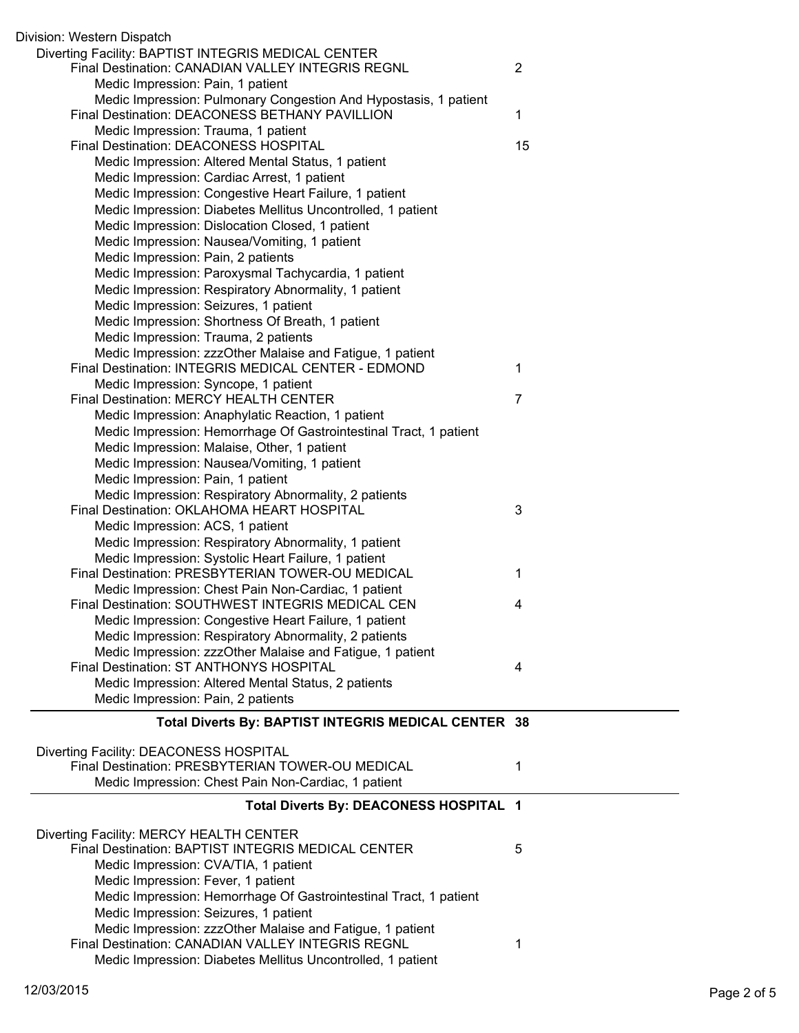Division: Western Dispatch

Diverting Facility: BAPTIST INTEGRIS MEDICAL CENTER

| | |
|---|---|
| Final Destination: CANADIAN VALLEY INTEGRIS REGNL | 2 |
| Medic Impression: Pain, 1 patient | |
| Medic Impression: Pulmonary Congestion And Hypostasis, 1 patient | |
| Final Destination: DEACONESS BETHANY PAVILLION | 1 |
| Medic Impression: Trauma, 1 patient | |
| Final Destination: DEACONESS HOSPITAL | 15 |
| Medic Impression: Altered Mental Status, 1 patient | |
| Medic Impression: Cardiac Arrest, 1 patient | |
| Medic Impression: Congestive Heart Failure, 1 patient | |
| Medic Impression: Diabetes Mellitus Uncontrolled, 1 patient | |
| Medic Impression: Dislocation Closed, 1 patient | |
| Medic Impression: Nausea/Vomiting, 1 patient | |
| Medic Impression: Pain, 2 patients | |
| Medic Impression: Paroxysmal Tachycardia, 1 patient | |
| Medic Impression: Respiratory Abnormality, 1 patient | |
| Medic Impression: Seizures, 1 patient | |
| Medic Impression: Shortness Of Breath, 1 patient | |
| Medic Impression: Trauma, 2 patients | |
| Medic Impression: zzzOther Malaise and Fatigue, 1 patient | |
| Final Destination: INTEGRIS MEDICAL CENTER - EDMOND | 1 |
| Medic Impression: Syncope, 1 patient | |
| Final Destination: MERCY HEALTH CENTER | 7 |
| Medic Impression: Anaphylatic Reaction, 1 patient | |
| Medic Impression: Hemorrhage Of Gastrointestinal Tract, 1 patient | |
| Medic Impression: Malaise, Other, 1 patient | |
| Medic Impression: Nausea/Vomiting, 1 patient | |
| Medic Impression: Pain, 1 patient | |
| Medic Impression: Respiratory Abnormality, 2 patients | |
| Final Destination: OKLAHOMA HEART HOSPITAL | 3 |
| Medic Impression: ACS, 1 patient | |
| Medic Impression: Respiratory Abnormality, 1 patient | |
| Medic Impression: Systolic Heart Failure, 1 patient | |
| Final Destination: PRESBYTERIAN TOWER-OU MEDICAL | 1 |
| Medic Impression: Chest Pain Non-Cardiac, 1 patient | |
| Final Destination: SOUTHWEST INTEGRIS MEDICAL CEN | 4 |
| Medic Impression: Congestive Heart Failure, 1 patient | |
| Medic Impression: Respiratory Abnormality, 2 patients | |
| Medic Impression: zzzOther Malaise and Fatigue, 1 patient | |
| Final Destination: ST ANTHONYS HOSPITAL | 4 |
| Medic Impression: Altered Mental Status, 2 patients | |
| Medic Impression: Pain, 2 patients | |

**Total Diverts By: BAPTIST INTEGRIS MEDICAL CENTER 38**

Diverting Facility: DEACONESS HOSPITAL

| | |
|---|---|
| Final Destination: PRESBYTERIAN TOWER-OU MEDICAL | 1 |
| Medic Impression: Chest Pain Non-Cardiac, 1 patient | |

**Total Diverts By: DEACONESS HOSPITAL 1**

Diverting Facility: MERCY HEALTH CENTER

| | |
|---|---|
| Final Destination: BAPTIST INTEGRIS MEDICAL CENTER | 5 |
| Medic Impression: CVA/TIA, 1 patient | |
| Medic Impression: Fever, 1 patient | |
| Medic Impression: Hemorrhage Of Gastrointestinal Tract, 1 patient | |
| Medic Impression: Seizures, 1 patient | |
| Medic Impression: zzzOther Malaise and Fatigue, 1 patient | |
| Final Destination: CANADIAN VALLEY INTEGRIS REGNL | 1 |
| Medic Impression: Diabetes Mellitus Uncontrolled, 1 patient | |

12/03/2015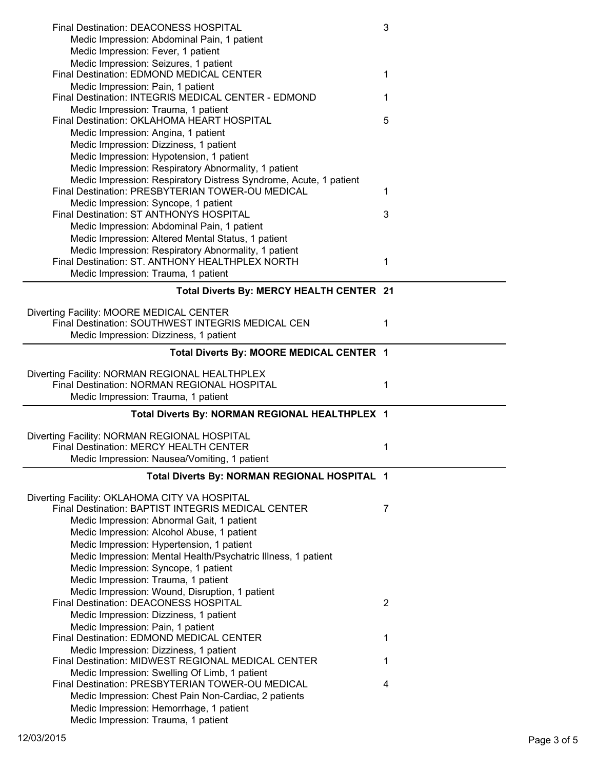Final Destination: DEACONESS HOSPITAL 3

Medic Impression: Abdominal Pain, 1 patient
Medic Impression: Fever, 1 patient
Medic Impression: Seizures, 1 patient

Final Destination: EDMOND MEDICAL CENTER 1

Medic Impression: Pain, 1 patient

Final Destination: INTEGRIS MEDICAL CENTER - EDMOND 1

Medic Impression: Trauma, 1 patient

Final Destination: OKLAHOMA HEART HOSPITAL 5

Medic Impression: Angina, 1 patient
Medic Impression: Dizziness, 1 patient
Medic Impression: Hypotension, 1 patient
Medic Impression: Respiratory Abnormality, 1 patient
Medic Impression: Respiratory Distress Syndrome, Acute, 1 patient

Final Destination: PRESBYTERIAN TOWER-OU MEDICAL 1

Medic Impression: Syncope, 1 patient

Final Destination: ST ANTHONYS HOSPITAL 3

Medic Impression: Abdominal Pain, 1 patient
Medic Impression: Altered Mental Status, 1 patient
Medic Impression: Respiratory Abnormality, 1 patient

Final Destination: ST. ANTHONY HEALTHPLEX NORTH 1

Medic Impression: Trauma, 1 patient

**Total Diverts By: MERCY HEALTH CENTER 21**

---

Diverting Facility: MOORE MEDICAL CENTER

Final Destination: SOUTHWEST INTEGRIS MEDICAL CEN 1

Medic Impression: Dizziness, 1 patient

**Total Diverts By: MOORE MEDICAL CENTER 1**

---

Diverting Facility: NORMAN REGIONAL HEALTHPLEX

Final Destination: NORMAN REGIONAL HOSPITAL 1

Medic Impression: Trauma, 1 patient

**Total Diverts By: NORMAN REGIONAL HEALTHPLEX 1**

---

Diverting Facility: NORMAN REGIONAL HOSPITAL

Final Destination: MERCY HEALTH CENTER 1

Medic Impression: Nausea/Vomiting, 1 patient

**Total Diverts By: NORMAN REGIONAL HOSPITAL 1**

---

Diverting Facility: OKLAHOMA CITY VA HOSPITAL

Final Destination: BAPTIST INTEGRIS MEDICAL CENTER 7

Medic Impression: Abnormal Gait, 1 patient
Medic Impression: Alcohol Abuse, 1 patient
Medic Impression: Hypertension, 1 patient
Medic Impression: Mental Health/Psychatric Illness, 1 patient
Medic Impression: Syncope, 1 patient
Medic Impression: Trauma, 1 patient
Medic Impression: Wound, Disruption, 1 patient

Final Destination: DEACONESS HOSPITAL 2

Medic Impression: Dizziness, 1 patient
Medic Impression: Pain, 1 patient

Final Destination: EDMOND MEDICAL CENTER 1

Medic Impression: Dizziness, 1 patient

Final Destination: MIDWEST REGIONAL MEDICAL CENTER 1

Medic Impression: Swelling Of Limb, 1 patient

Final Destination: PRESBYTERIAN TOWER-OU MEDICAL 4

Medic Impression: Chest Pain Non-Cardiac, 2 patients
Medic Impression: Hemorrhage, 1 patient
Medic Impression: Trauma, 1 patient

12/03/2015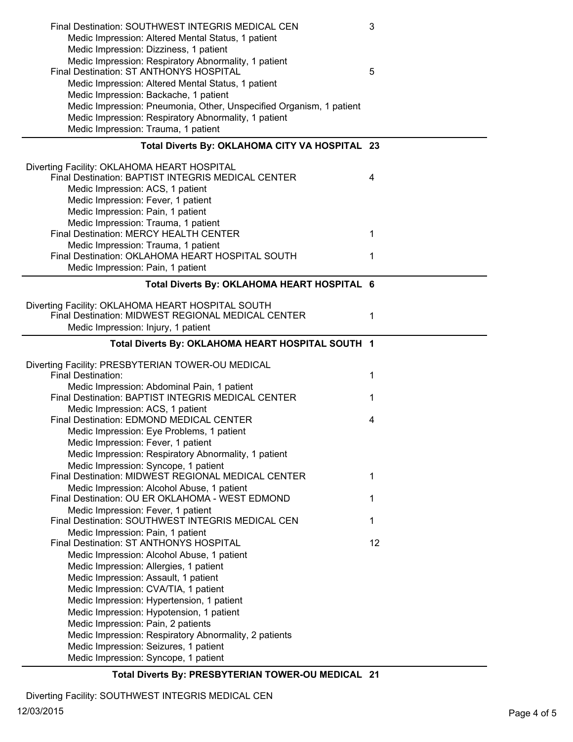Final Destination: SOUTHWEST INTEGRIS MEDICAL CEN 3

- Medic Impression: Altered Mental Status, 1 patient
- Medic Impression: Dizziness, 1 patient
- Medic Impression: Respiratory Abnormality, 1 patient

Final Destination: ST ANTHONYS HOSPITAL 5

- Medic Impression: Altered Mental Status, 1 patient
- Medic Impression: Backache, 1 patient
- Medic Impression: Pneumonia, Other, Unspecified Organism, 1 patient
- Medic Impression: Respiratory Abnormality, 1 patient
- Medic Impression: Trauma, 1 patient

**Total Diverts By: OKLAHOMA CITY VA HOSPITAL 23**

---

Diverting Facility: OKLAHOMA HEART HOSPITAL

Final Destination: BAPTIST INTEGRIS MEDICAL CENTER 4

- Medic Impression: ACS, 1 patient
- Medic Impression: Fever, 1 patient
- Medic Impression: Pain, 1 patient
- Medic Impression: Trauma, 1 patient

Final Destination: MERCY HEALTH CENTER 1

- Medic Impression: Trauma, 1 patient

Final Destination: OKLAHOMA HEART HOSPITAL SOUTH 1

- Medic Impression: Pain, 1 patient

**Total Diverts By: OKLAHOMA HEART HOSPITAL 6**

---

Diverting Facility: OKLAHOMA HEART HOSPITAL SOUTH

Final Destination: MIDWEST REGIONAL MEDICAL CENTER 1

- Medic Impression: Injury, 1 patient

**Total Diverts By: OKLAHOMA HEART HOSPITAL SOUTH 1**

---

Diverting Facility: PRESBYTERIAN TOWER-OU MEDICAL

Final Destination: 1

- Medic Impression: Abdominal Pain, 1 patient

Final Destination: BAPTIST INTEGRIS MEDICAL CENTER 1

- Medic Impression: ACS, 1 patient

Final Destination: EDMOND MEDICAL CENTER 4

- Medic Impression: Eye Problems, 1 patient
- Medic Impression: Fever, 1 patient
- Medic Impression: Respiratory Abnormality, 1 patient
- Medic Impression: Syncope, 1 patient

Final Destination: MIDWEST REGIONAL MEDICAL CENTER 1

- Medic Impression: Alcohol Abuse, 1 patient

Final Destination: OU ER OKLAHOMA - WEST EDMOND 1

- Medic Impression: Fever, 1 patient

Final Destination: SOUTHWEST INTEGRIS MEDICAL CEN 1

- Medic Impression: Pain, 1 patient

Final Destination: ST ANTHONYS HOSPITAL 12

- Medic Impression: Alcohol Abuse, 1 patient
- Medic Impression: Allergies, 1 patient
- Medic Impression: Assault, 1 patient
- Medic Impression: CVA/TIA, 1 patient
- Medic Impression: Hypertension, 1 patient
- Medic Impression: Hypotension, 1 patient
- Medic Impression: Pain, 2 patients
- Medic Impression: Respiratory Abnormality, 2 patients
- Medic Impression: Seizures, 1 patient
- Medic Impression: Syncope, 1 patient

**Total Diverts By: PRESBYTERIAN TOWER-OU MEDICAL 21**

---

Diverting Facility: SOUTHWEST INTEGRIS MEDICAL CEN

12/03/2015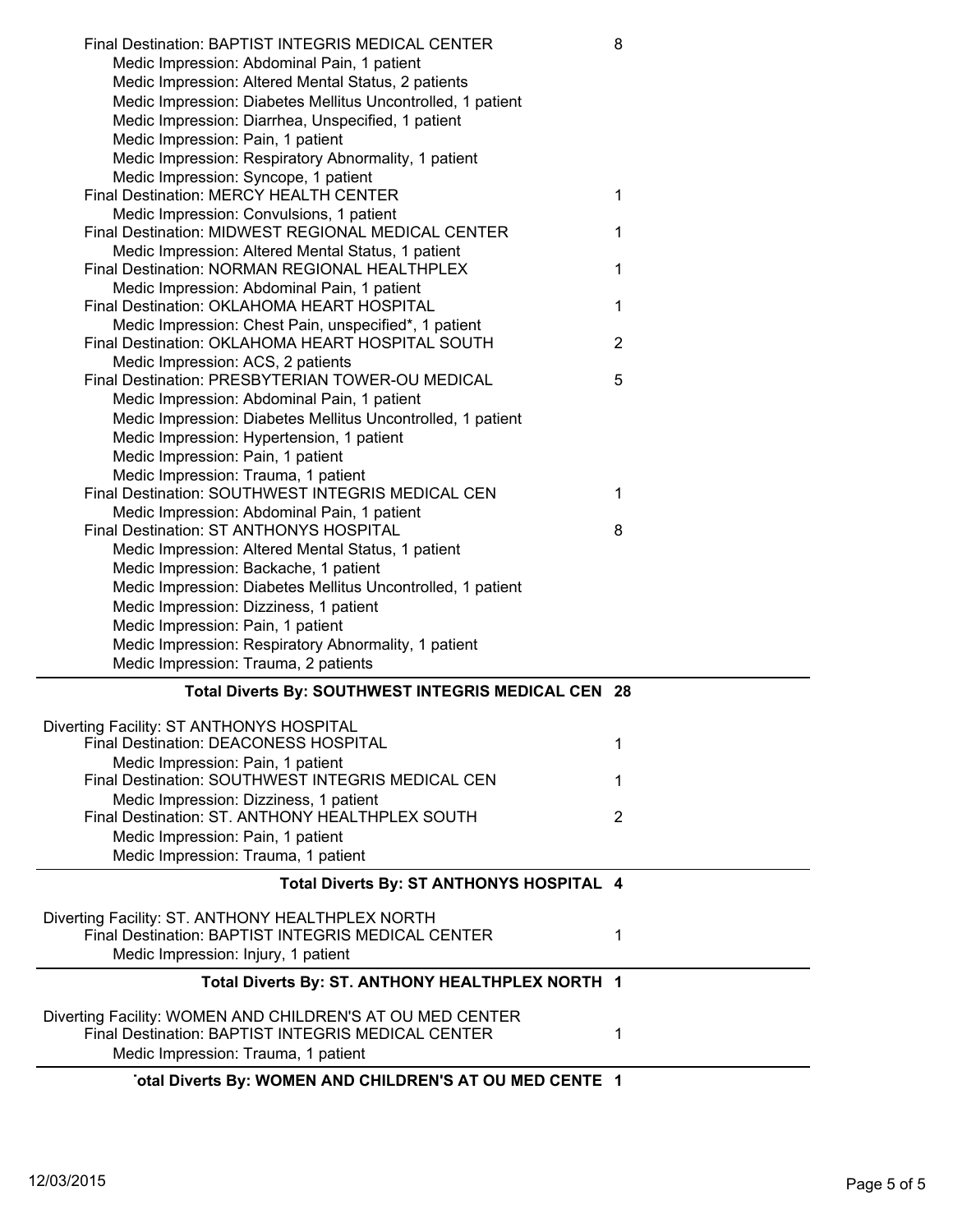Final Destination: BAPTIST INTEGRIS MEDICAL CENTER 8

- Medic Impression: Abdominal Pain, 1 patient
- Medic Impression: Altered Mental Status, 2 patients
- Medic Impression: Diabetes Mellitus Uncontrolled, 1 patient
- Medic Impression: Diarrhea, Unspecified, 1 patient
- Medic Impression: Pain, 1 patient
- Medic Impression: Respiratory Abnormality, 1 patient
- Medic Impression: Syncope, 1 patient

Final Destination: MERCY HEALTH CENTER 1

- Medic Impression: Convulsions, 1 patient

Final Destination: MIDWEST REGIONAL MEDICAL CENTER 1

- Medic Impression: Altered Mental Status, 1 patient

Final Destination: NORMAN REGIONAL HEALTHPLEX 1

- Medic Impression: Abdominal Pain, 1 patient

Final Destination: OKLAHOMA HEART HOSPITAL 1

- Medic Impression: Chest Pain, unspecified*, 1 patient

Final Destination: OKLAHOMA HEART HOSPITAL SOUTH 2

- Medic Impression: ACS, 2 patients

Final Destination: PRESBYTERIAN TOWER-OU MEDICAL 5

- Medic Impression: Abdominal Pain, 1 patient
- Medic Impression: Diabetes Mellitus Uncontrolled, 1 patient
- Medic Impression: Hypertension, 1 patient
- Medic Impression: Pain, 1 patient
- Medic Impression: Trauma, 1 patient

Final Destination: SOUTHWEST INTEGRIS MEDICAL CEN 1

- Medic Impression: Abdominal Pain, 1 patient

Final Destination: ST ANTHONYS HOSPITAL 8

- Medic Impression: Altered Mental Status, 1 patient
- Medic Impression: Backache, 1 patient
- Medic Impression: Diabetes Mellitus Uncontrolled, 1 patient
- Medic Impression: Dizziness, 1 patient
- Medic Impression: Pain, 1 patient
- Medic Impression: Respiratory Abnormality, 1 patient
- Medic Impression: Trauma, 2 patients

**Total Diverts By: SOUTHWEST INTEGRIS MEDICAL CEN 28**

---

Diverting Facility: ST ANTHONYS HOSPITAL

Final Destination: DEACONESS HOSPITAL 1

- Medic Impression: Pain, 1 patient

Final Destination: SOUTHWEST INTEGRIS MEDICAL CEN 1

- Medic Impression: Dizziness, 1 patient

Final Destination: ST. ANTHONY HEALTHPLEX SOUTH 2

- Medic Impression: Pain, 1 patient
- Medic Impression: Trauma, 1 patient

**Total Diverts By: ST ANTHONYS HOSPITAL 4**

---

Diverting Facility: ST. ANTHONY HEALTHPLEX NORTH

Final Destination: BAPTIST INTEGRIS MEDICAL CENTER 1

- Medic Impression: Injury, 1 patient

**Total Diverts By: ST. ANTHONY HEALTHPLEX NORTH 1**

---

Diverting Facility: WOMEN AND CHILDREN'S AT OU MED CENTER

Final Destination: BAPTIST INTEGRIS MEDICAL CENTER 1

- Medic Impression: Trauma, 1 patient

**Total Diverts By: WOMEN AND CHILDREN'S AT OU MED CENTE 1**

12/03/2015